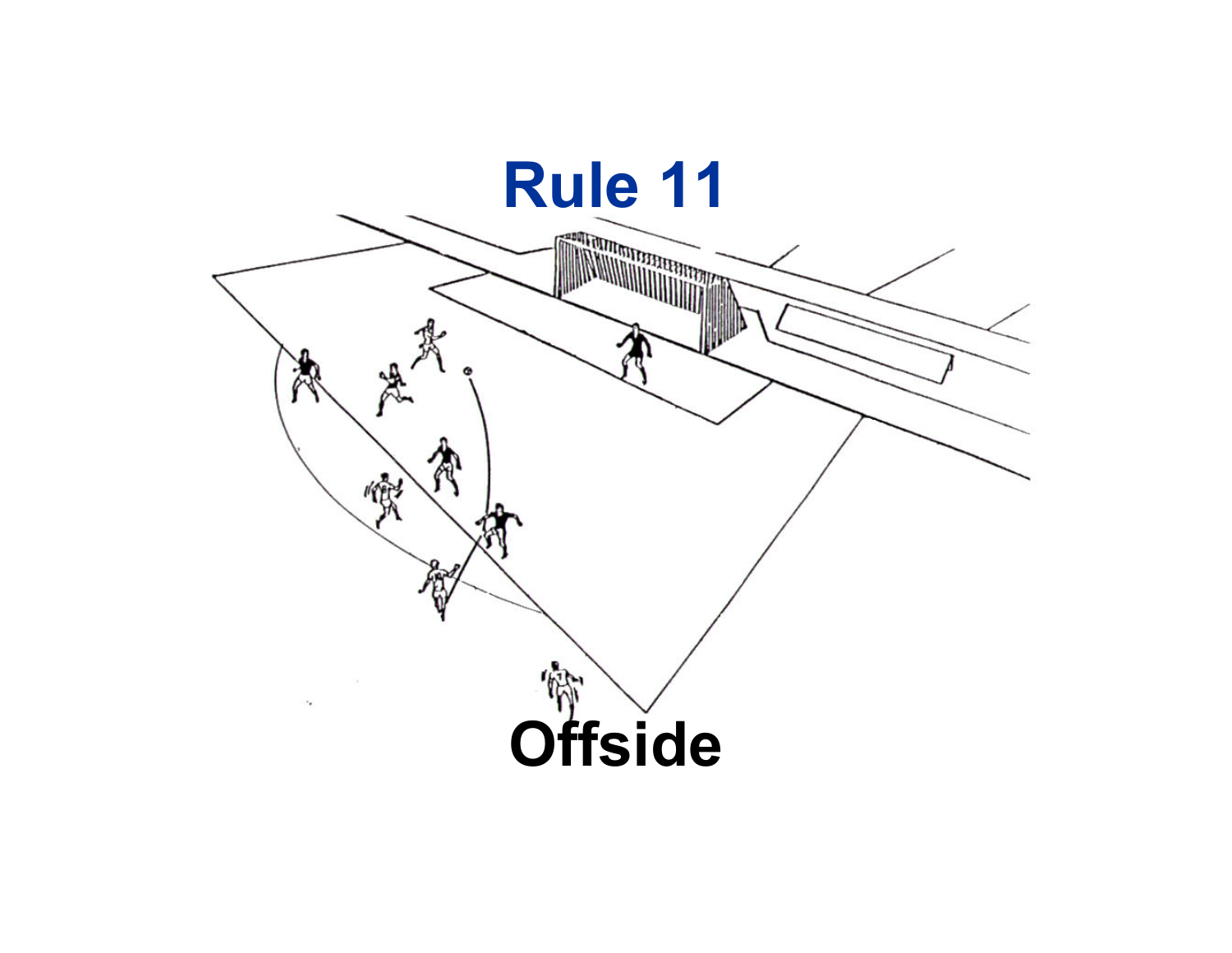# Rule 11

# Offside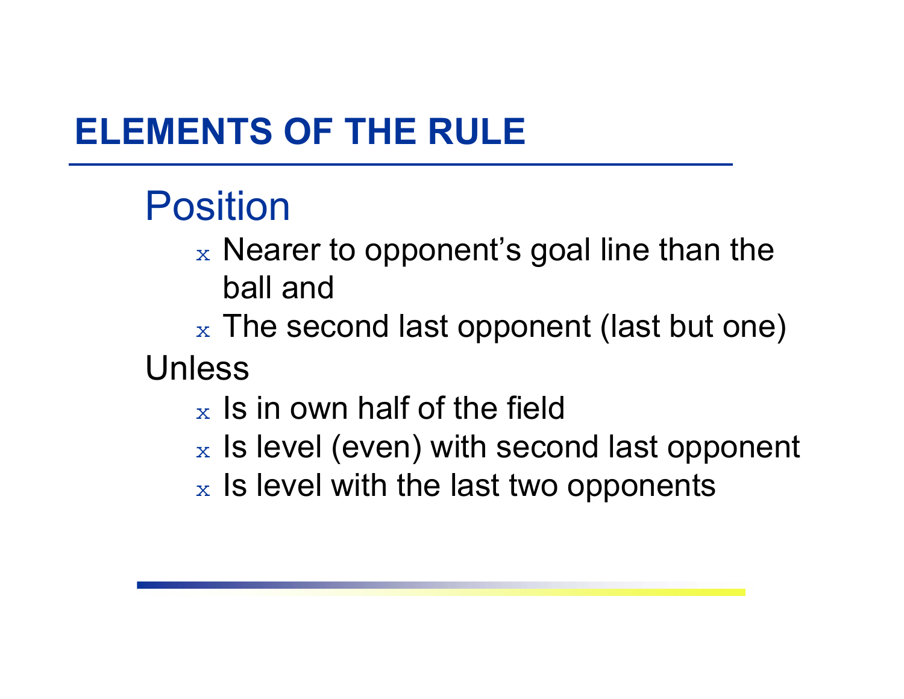# ELEMENTS OF THE RULE

## Position

- Nearer to opponent's goal line than the ball and
- The second last opponent (last but one)

Unless

- Is in own half of the field
- Is level (even) with second last opponent
- Is level with the last two opponents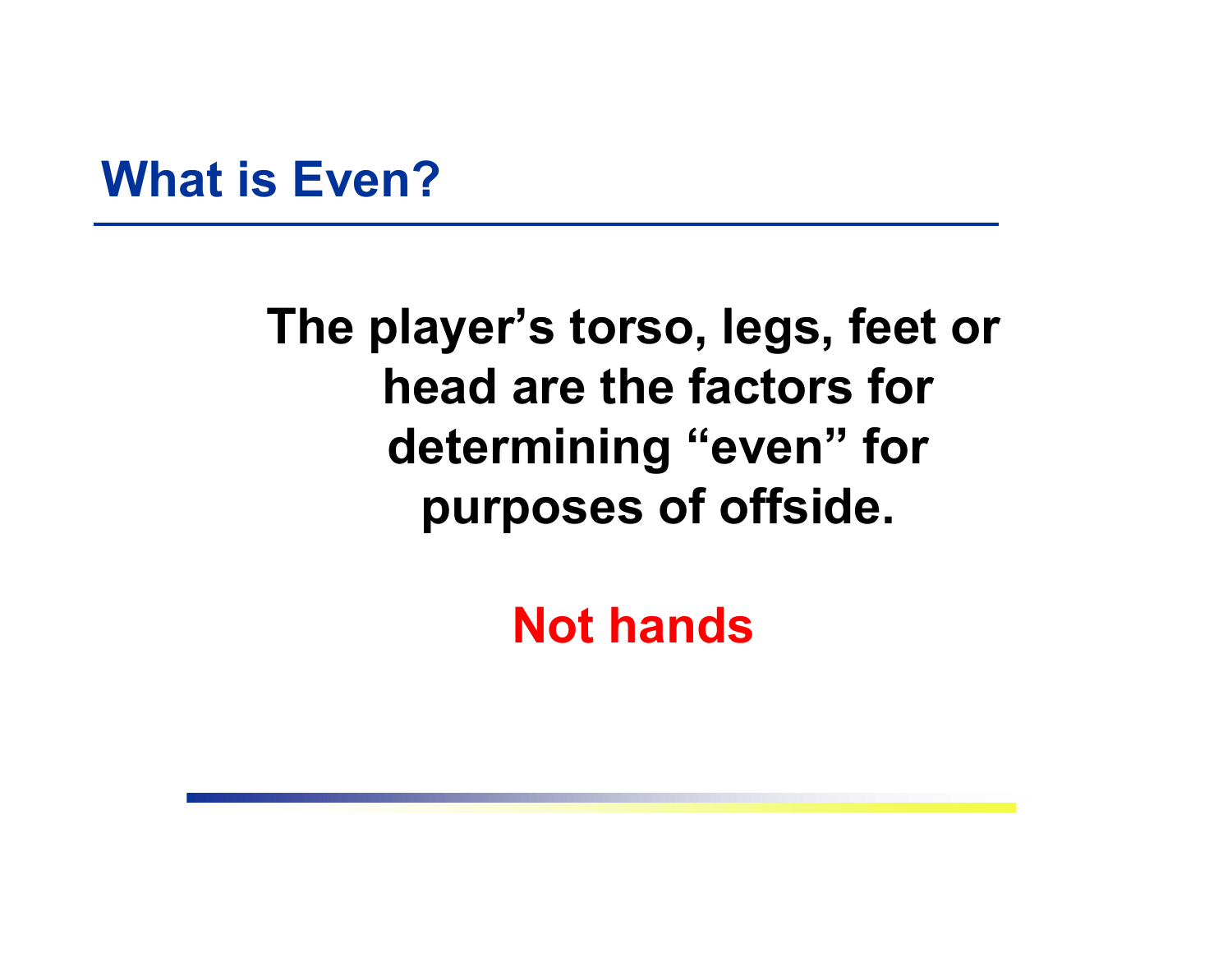# What is Even?

**The player's torso, legs, feet or head are the factors for determining "even" for purposes of offside.**

**Not hands**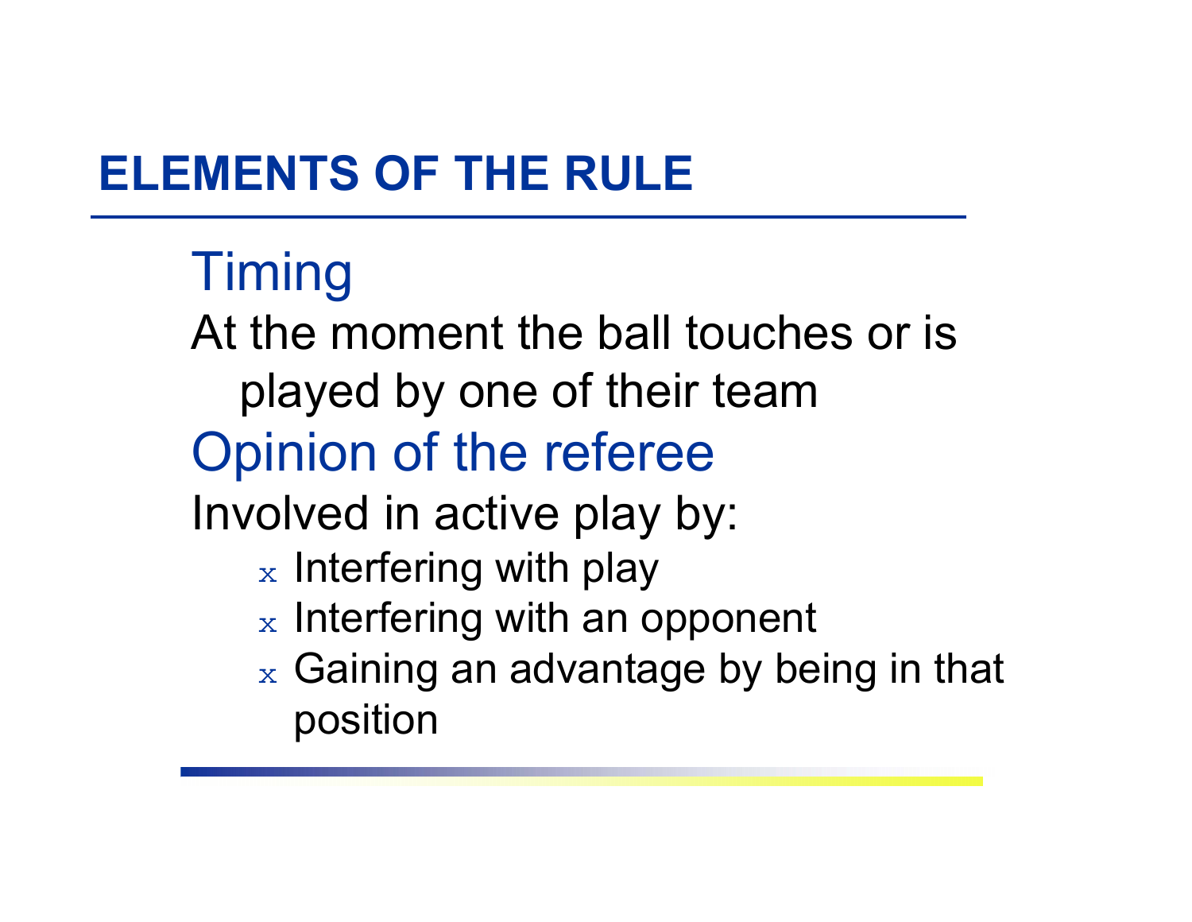# ELEMENTS OF THE RULE

## Timing

At the moment the ball touches or is played by one of their team

## Opinion of the referee

Involved in active play by:

- Interfering with play
- Interfering with an opponent
- Gaining an advantage by being in that position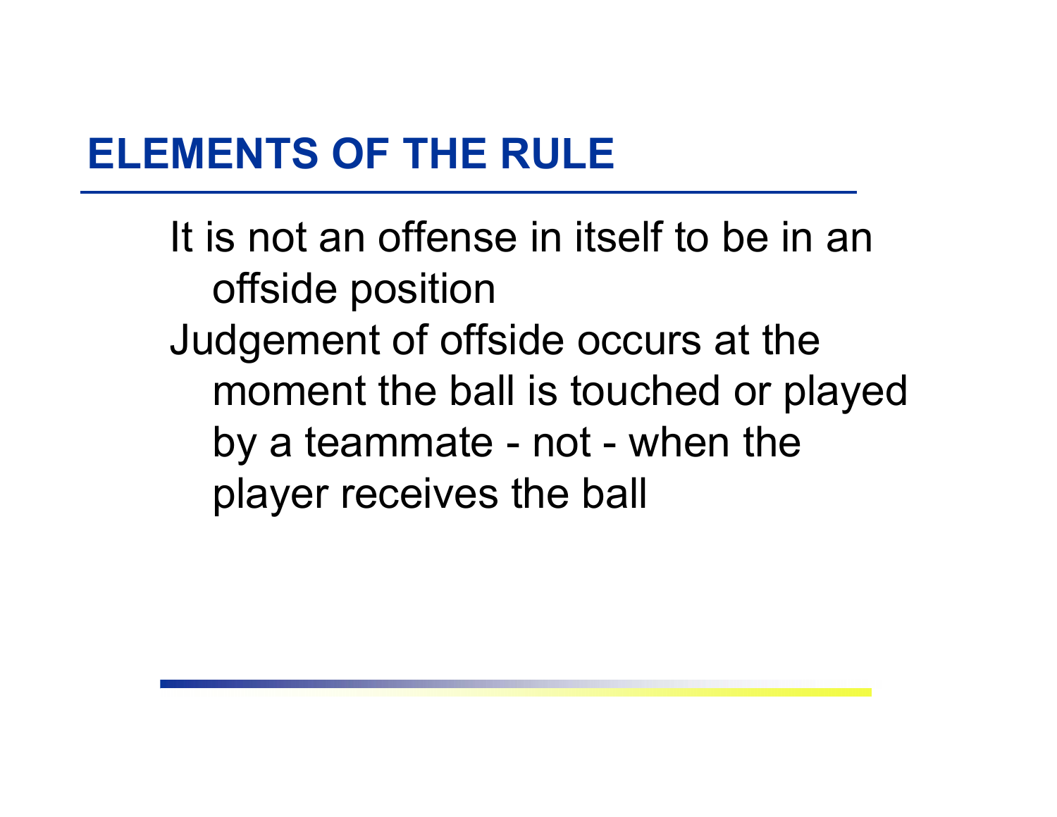# ELEMENTS OF THE RULE

It is not an offense in itself to be in an offside position

Judgement of offside occurs at the moment the ball is touched or played by a teammate - not - when the player receives the ball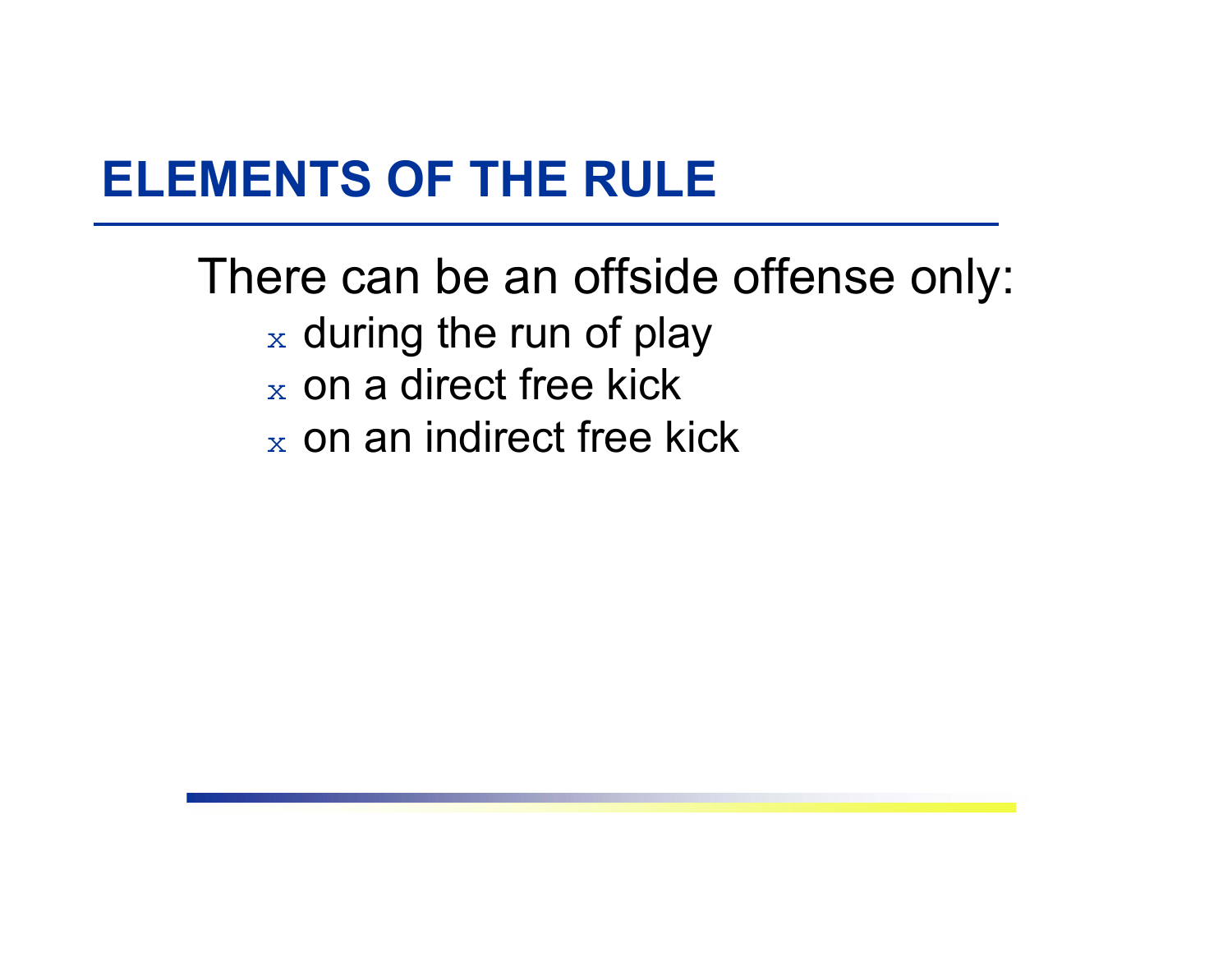# ELEMENTS OF THE RULE

There can be an offside offense only:

- during the run of play
- on a direct free kick
- on an indirect free kick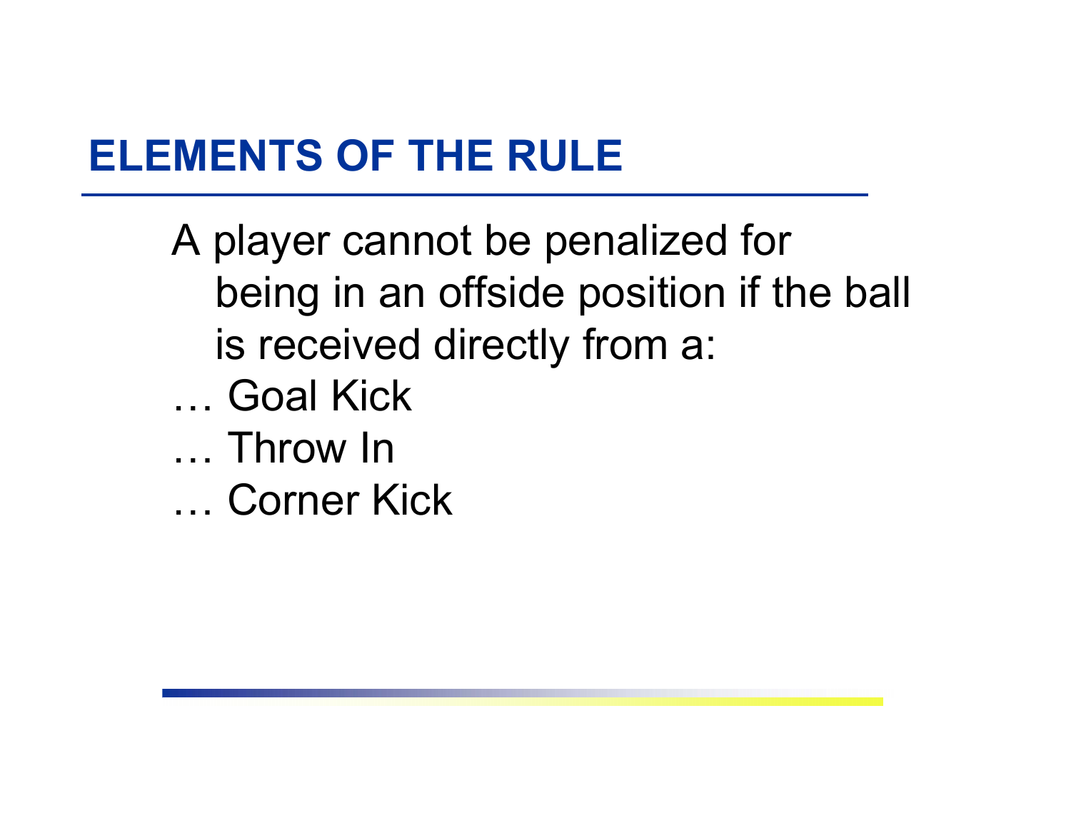## ELEMENTS OF THE RULE

A player cannot be penalized for being in an offside position if the ball is received directly from a:

… Goal Kick

… Throw In

… Corner Kick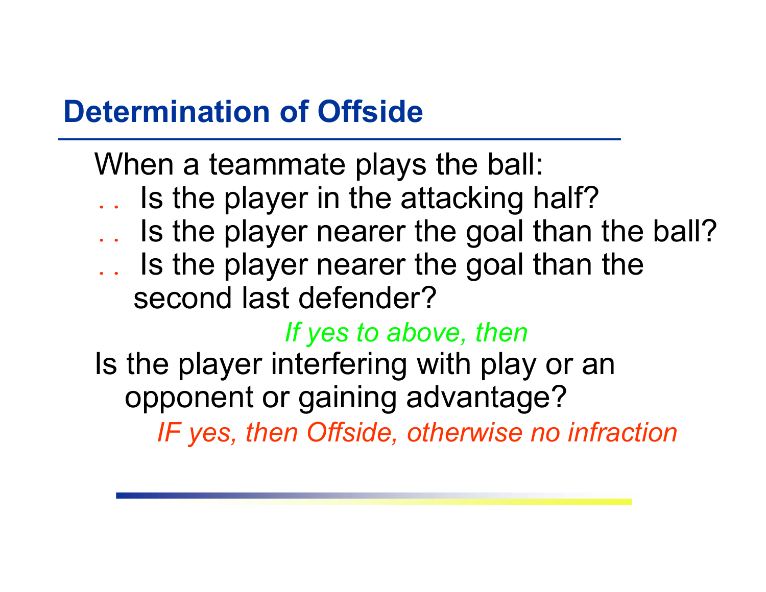## Determination of Offside

When a teammate plays the ball:

- Is the player in the attacking half?
- Is the player nearer the goal than the ball?
- Is the player nearer the goal than the second last defender?

*If yes to above, then*

Is the player interfering with play or an opponent or gaining advantage?

*IF yes, then Offside, otherwise no infraction*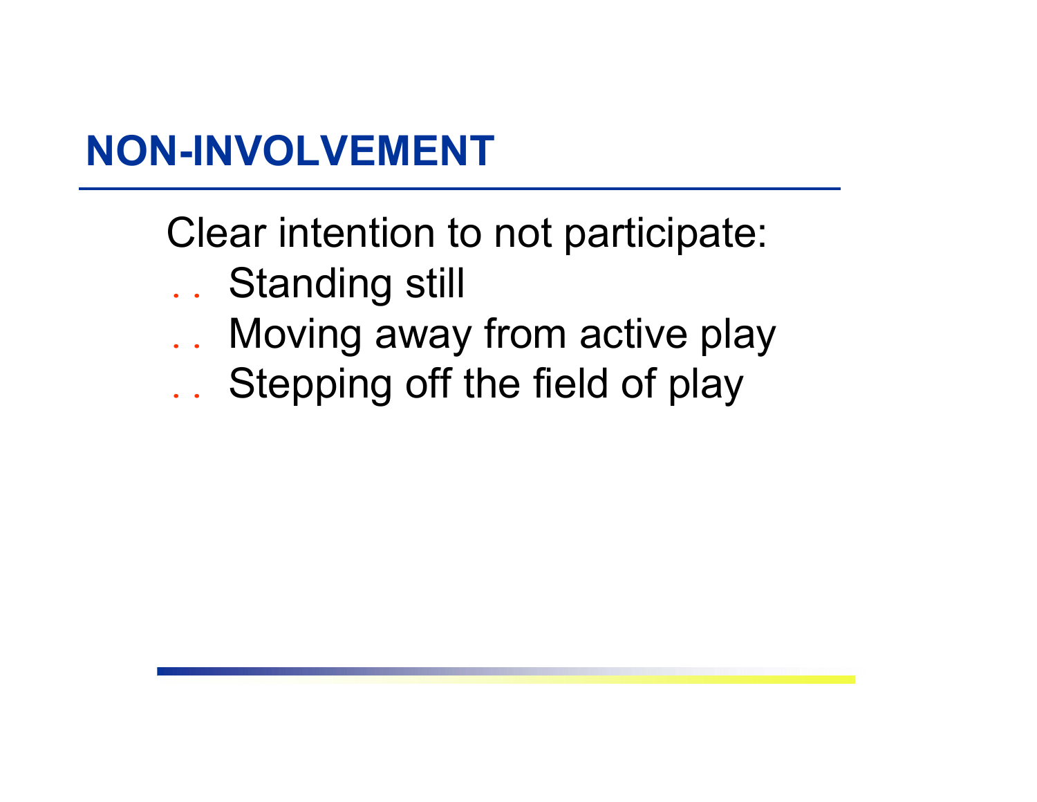# NON-INVOLVEMENT

Clear intention to not participate:

- Standing still
- Moving away from active play
- Stepping off the field of play